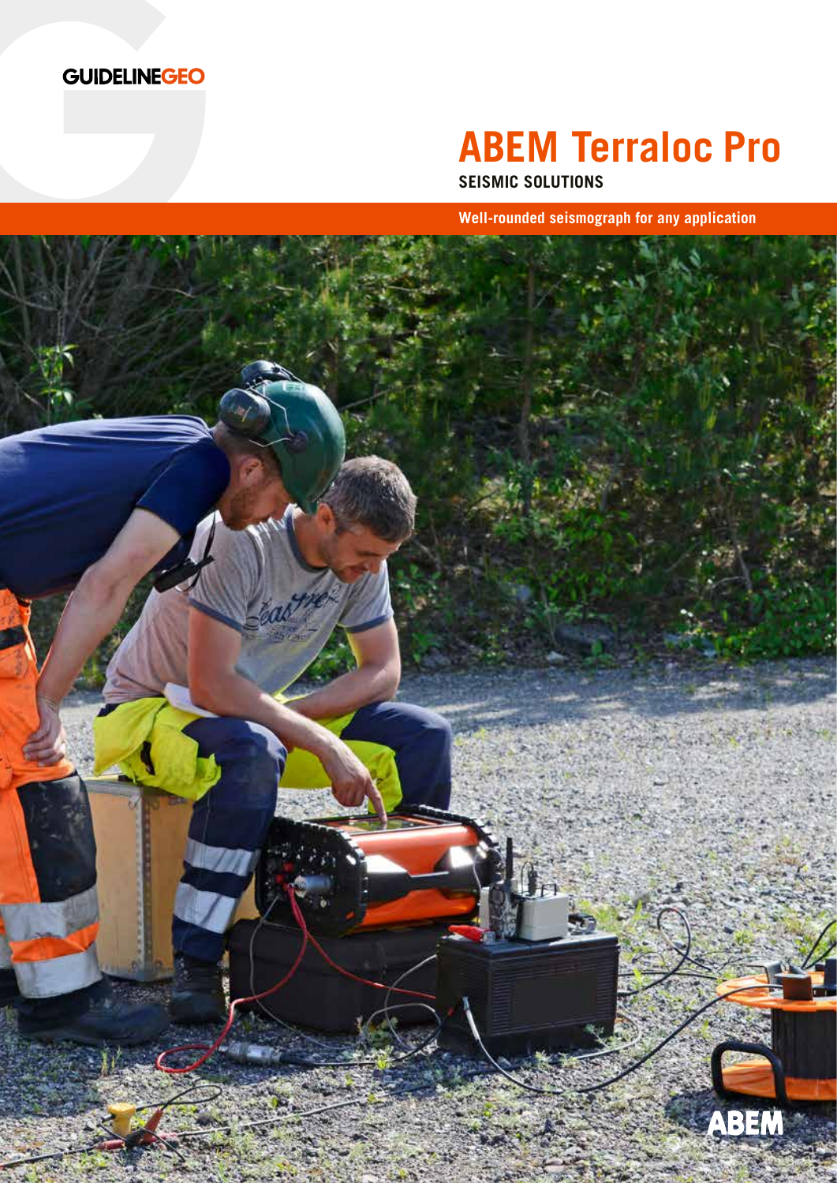GUIDELINEGEO

# ABEM Terraloc Pro

SEISMIC SOLUTIONS

**Well-rounded seismograph for any application**

ABEM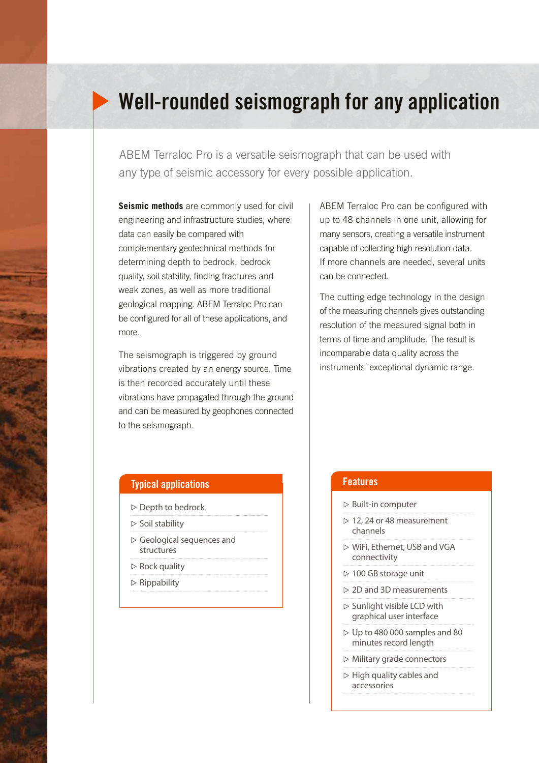# Well-rounded seismograph for any application

ABEM Terraloc Pro is a versatile seismograph that can be used with any type of seismic accessory for every possible application.

**Seismic methods** are commonly used for civil engineering and infrastructure studies, where data can easily be compared with complementary geotechnical methods for determining depth to bedrock, bedrock quality, soil stability, finding fractures and weak zones, as well as more traditional geological mapping. ABEM Terraloc Pro can be configured for all of these applications, and more.

The seismograph is triggered by ground vibrations created by an energy source. Time is then recorded accurately until these vibrations have propagated through the ground and can be measured by geophones connected to the seismograph.

ABEM Terraloc Pro can be configured with up to 48 channels in one unit, allowing for many sensors, creating a versatile instrument capable of collecting high resolution data. If more channels are needed, several units can be connected.

The cutting edge technology in the design of the measuring channels gives outstanding resolution of the measured signal both in terms of time and amplitude. The result is incomparable data quality across the instruments´ exceptional dynamic range.

## Typical applications

- ▷ Depth to bedrock
- ▷ Soil stability
- ▷ Geological sequences and structures
- ▷ Rock quality
- ▷ Rippability

## Features

- ▷ Built-in computer
- ▷ 12, 24 or 48 measurement channels
- ▷ WiFi, Ethernet, USB and VGA connectivity
- ▷ 100 GB storage unit
- ▷ 2D and 3D measurements
- ▷ Sunlight visible LCD with graphical user interface
- ▷ Up to 480 000 samples and 80 minutes record length
- ▷ Military grade connectors
- ▷ High quality cables and accessories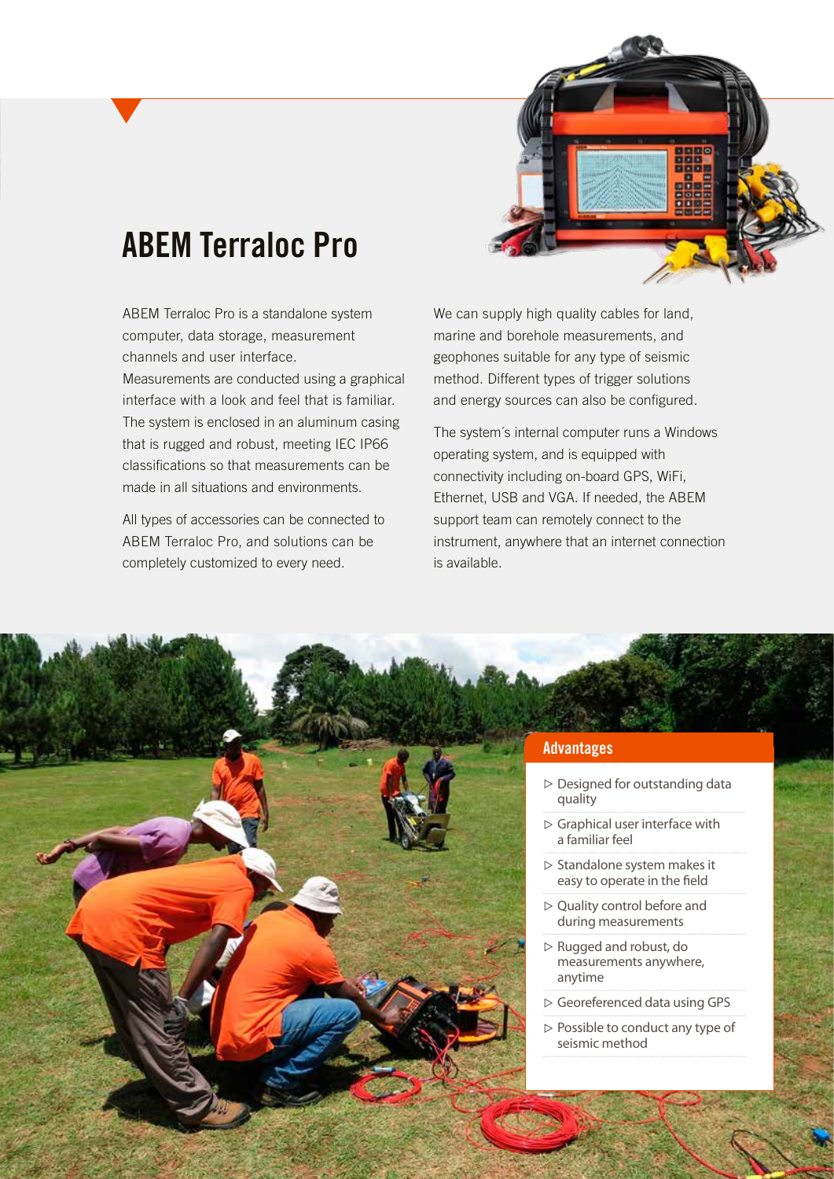# ABEM Terraloc Pro

ABEM Terraloc Pro is a standalone system computer, data storage, measurement channels and user interface.
Measurements are conducted using a graphical interface with a look and feel that is familiar. The system is enclosed in an aluminum casing that is rugged and robust, meeting IEC IP66 classifications so that measurements can be made in all situations and environments.

All types of accessories can be connected to ABEM Terraloc Pro, and solutions can be completely customized to every need.

We can supply high quality cables for land, marine and borehole measurements, and geophones suitable for any type of seismic method. Different types of trigger solutions and energy sources can also be configured.

The system´s internal computer runs a Windows operating system, and is equipped with connectivity including on-board GPS, WiFi, Ethernet, USB and VGA. If needed, the ABEM support team can remotely connect to the instrument, anywhere that an internet connection is available.

## Advantages

- ▷ Designed for outstanding data quality
- ▷ Graphical user interface with a familiar feel
- ▷ Standalone system makes it easy to operate in the field
- ▷ Quality control before and during measurements
- ▷ Rugged and robust, do measurements anywhere, anytime
- ▷ Georeferenced data using GPS
- ▷ Possible to conduct any type of seismic method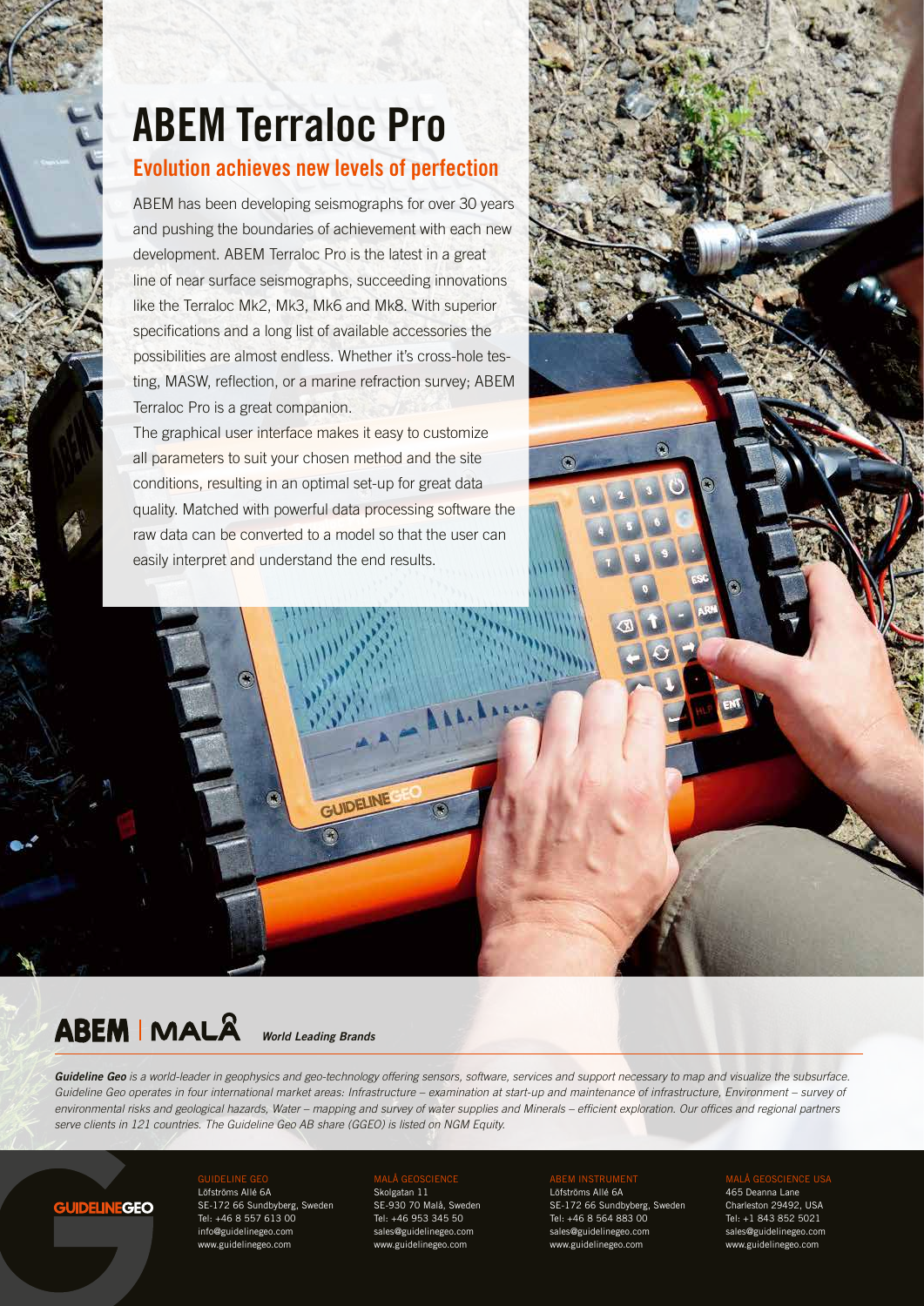# ABEM Terraloc Pro

## Evolution achieves new levels of perfection

ABEM has been developing seismographs for over 30 years and pushing the boundaries of achievement with each new development. ABEM Terraloc Pro is the latest in a great line of near surface seismographs, succeeding innovations like the Terraloc Mk2, Mk3, Mk6 and Mk8. With superior specifications and a long list of available accessories the possibilities are almost endless. Whether it's cross-hole testing, MASW, reflection, or a marine refraction survey; ABEM Terraloc Pro is a great companion.

The graphical user interface makes it easy to customize all parameters to suit your chosen method and the site conditions, resulting in an optimal set-up for great data quality. Matched with powerful data processing software the raw data can be converted to a model so that the user can easily interpret and understand the end results.

**ABEM | MALÅ** *World Leading Brands*

***Guideline Geo*** *is a world-leader in geophysics and geo-technology offering sensors, software, services and support necessary to map and visualize the subsurface. Guideline Geo operates in four international market areas: Infrastructure – examination at start-up and maintenance of infrastructure, Environment – survey of environmental risks and geological hazards, Water – mapping and survey of water supplies and Minerals – efficient exploration. Our offices and regional partners serve clients in 121 countries. The Guideline Geo AB share (GGEO) is listed on NGM Equity.*

GUIDELINEGEO

GUIDELINE GEO
Löfströms Allé 6A
SE-172 66 Sundbyberg, Sweden
Tel: +46 8 557 613 00
info@guidelinegeo.com
www.guidelinegeo.com

MALÅ GEOSCIENCE
Skolgatan 11
SE-930 70 Malå, Sweden
Tel: +46 953 345 50
sales@guidelinegeo.com
www.guidelinegeo.com

ABEM INSTRUMENT
Löfströms Allé 6A
SE-172 66 Sundbyberg, Sweden
Tel: +46 8 564 883 00
sales@guidelinegeo.com
www.guidelinegeo.com

MALÅ GEOSCIENCE USA
465 Deanna Lane
Charleston 29492, USA
Tel: +1 843 852 5021
sales@guidelinegeo.com
www.guidelinegeo.com